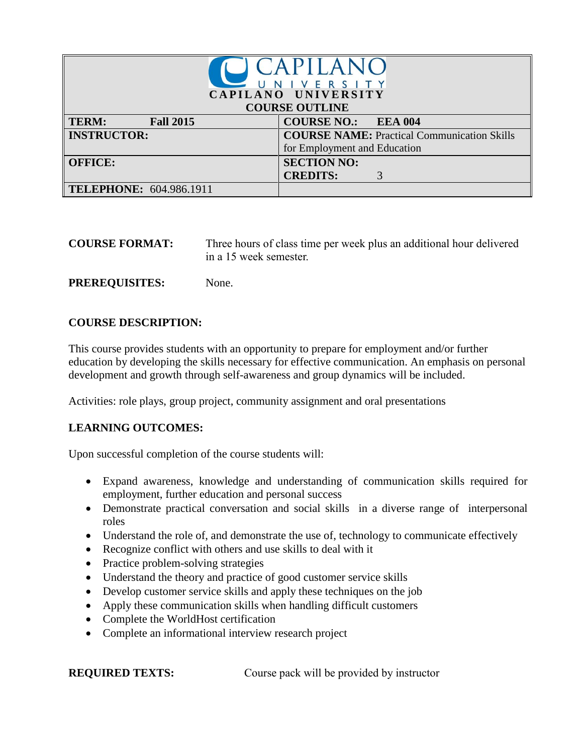# CAPILANO UNIVERSITY

## COURSE OUTLINE

| TERM: Fall 2015 | COURSE NO.: EEA 004 |
|---|---|
| INSTRUCTOR: | COURSE NAME: Practical Communication Skills for Employment and Education |
| OFFICE: | SECTION NO: <br> CREDITS: 3 |
| TELEPHONE: 604.986.1911 | |

**COURSE FORMAT:** Three hours of class time per week plus an additional hour delivered in a 15 week semester.

**PREREQUISITES:** None.

**COURSE DESCRIPTION:**

This course provides students with an opportunity to prepare for employment and/or further education by developing the skills necessary for effective communication. An emphasis on personal development and growth through self-awareness and group dynamics will be included.

Activities: role plays, group project, community assignment and oral presentations

**LEARNING OUTCOMES:**

Upon successful completion of the course students will:

- Expand awareness, knowledge and understanding of communication skills required for employment, further education and personal success
- Demonstrate practical conversation and social skills in a diverse range of interpersonal roles
- Understand the role of, and demonstrate the use of, technology to communicate effectively
- Recognize conflict with others and use skills to deal with it
- Practice problem-solving strategies
- Understand the theory and practice of good customer service skills
- Develop customer service skills and apply these techniques on the job
- Apply these communication skills when handling difficult customers
- Complete the WorldHost certification
- Complete an informational interview research project

**REQUIRED TEXTS:** Course pack will be provided by instructor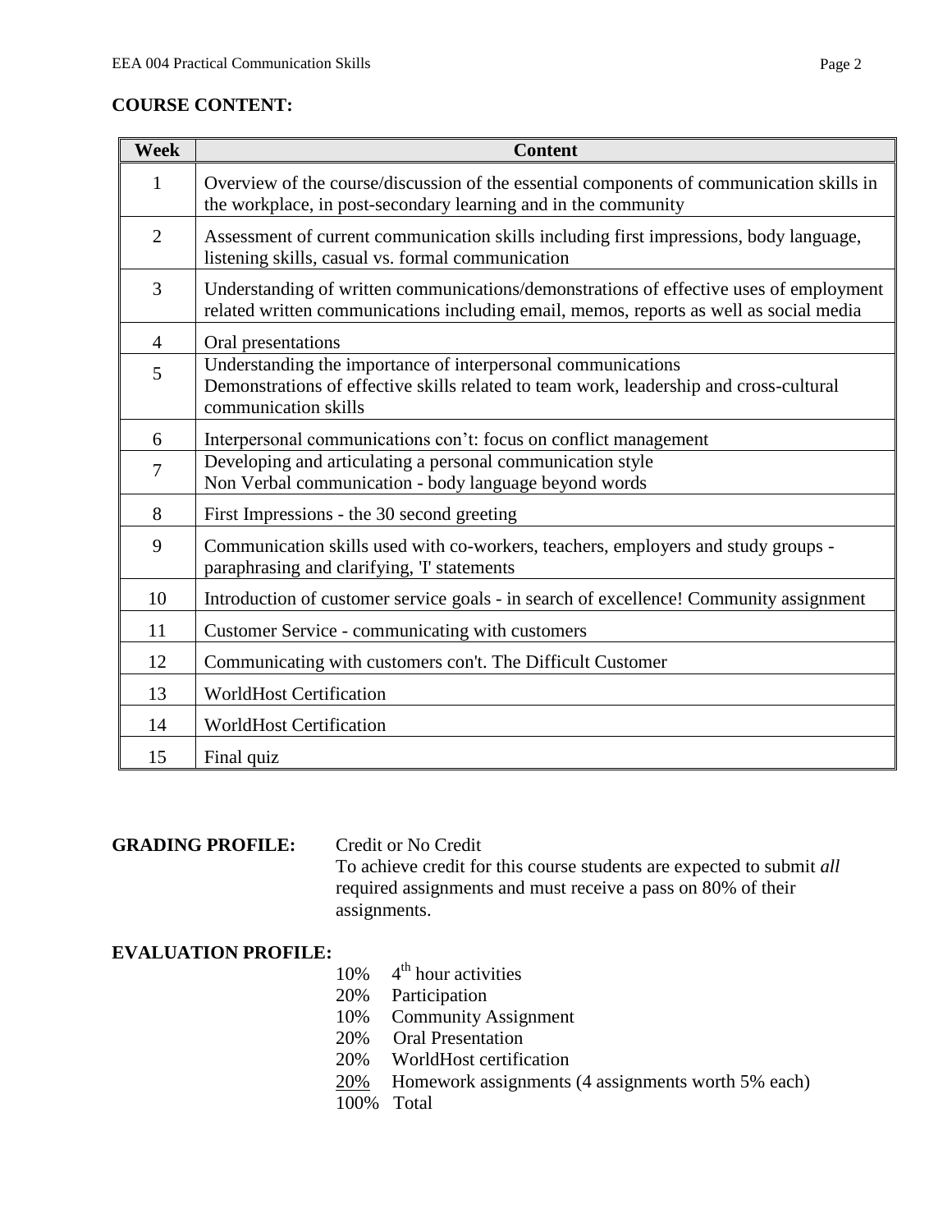## COURSE CONTENT:

| Week | Content |
|---|---|
| 1 | Overview of the course/discussion of the essential components of communication skills in the workplace, in post-secondary learning and in the community |
| 2 | Assessment of current communication skills including first impressions, body language, listening skills, casual vs. formal communication |
| 3 | Understanding of written communications/demonstrations of effective uses of employment related written communications including email, memos, reports as well as social media |
| 4 | Oral presentations |
| 5 | Understanding the importance of interpersonal communications<br>Demonstrations of effective skills related to team work, leadership and cross-cultural communication skills |
| 6 | Interpersonal communications con’t: focus on conflict management |
| 7 | Developing and articulating a personal communication style<br>Non Verbal communication - body language beyond words |
| 8 | First Impressions - the 30 second greeting |
| 9 | Communication skills used with co-workers, teachers, employers and study groups - paraphrasing and clarifying, 'I' statements |
| 10 | Introduction of customer service goals - in search of excellence! Community assignment |
| 11 | Customer Service - communicating with customers |
| 12 | Communicating with customers con't. The Difficult Customer |
| 13 | WorldHost Certification |
| 14 | WorldHost Certification |
| 15 | Final quiz |

**GRADING PROFILE:** Credit or No Credit

To achieve credit for this course students are expected to submit *all* required assignments and must receive a pass on 80% of their assignments.

**EVALUATION PROFILE:**

- 10% 4th hour activities
- 20% Participation
- 10% Community Assignment
- 20% Oral Presentation
- 20% WorldHost certification
- 20% Homework assignments (4 assignments worth 5% each)
- 100% Total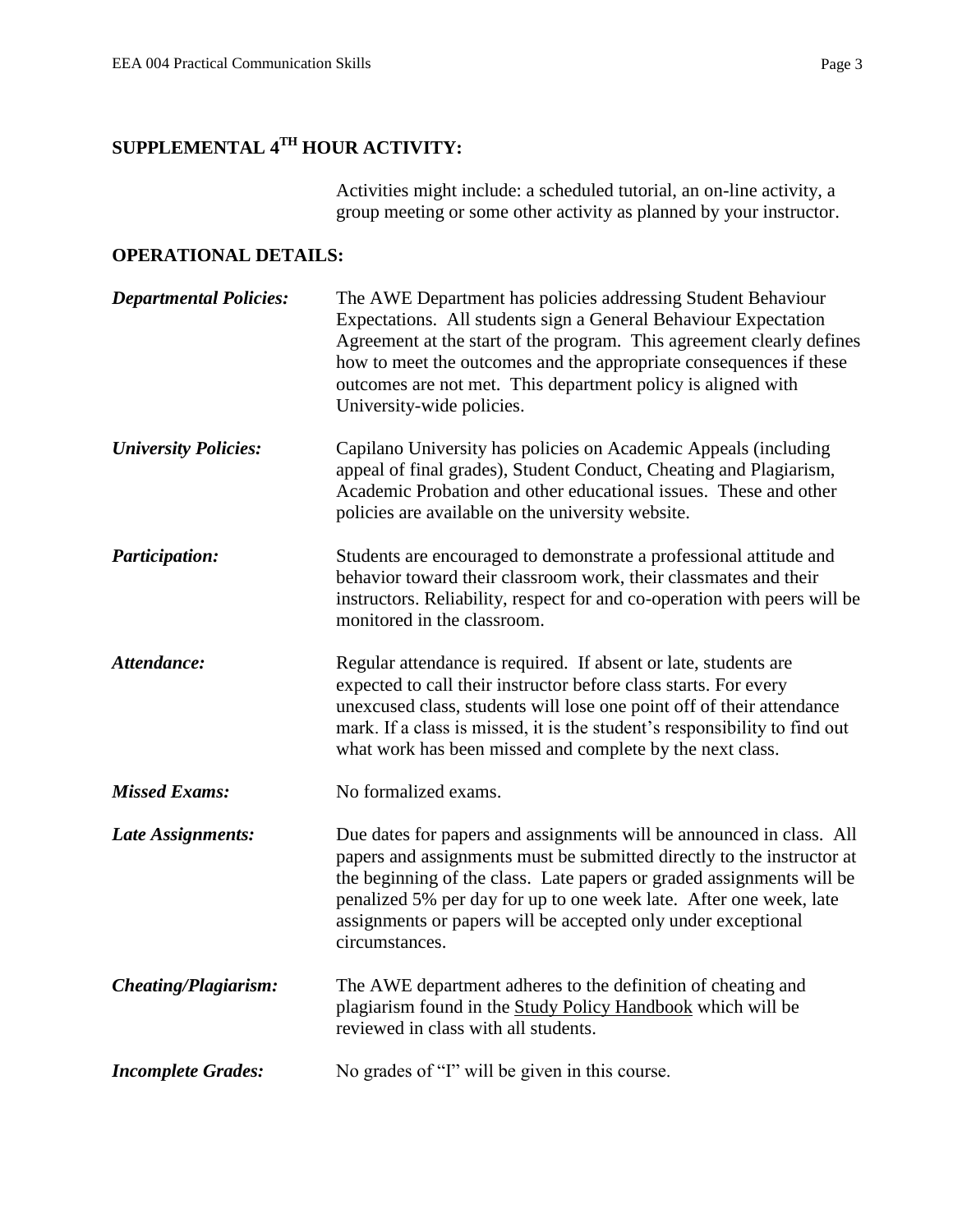## SUPPLEMENTAL 4TH HOUR ACTIVITY:

Activities might include: a scheduled tutorial, an on-line activity, a group meeting or some other activity as planned by your instructor.

## OPERATIONAL DETAILS:

***Departmental Policies:*** The AWE Department has policies addressing Student Behaviour Expectations. All students sign a General Behaviour Expectation Agreement at the start of the program. This agreement clearly defines how to meet the outcomes and the appropriate consequences if these outcomes are not met. This department policy is aligned with University-wide policies.

***University Policies:*** Capilano University has policies on Academic Appeals (including appeal of final grades), Student Conduct, Cheating and Plagiarism, Academic Probation and other educational issues. These and other policies are available on the university website.

***Participation:*** Students are encouraged to demonstrate a professional attitude and behavior toward their classroom work, their classmates and their instructors. Reliability, respect for and co-operation with peers will be monitored in the classroom.

***Attendance:*** Regular attendance is required. If absent or late, students are expected to call their instructor before class starts. For every unexcused class, students will lose one point off of their attendance mark. If a class is missed, it is the student's responsibility to find out what work has been missed and complete by the next class.

***Missed Exams:*** No formalized exams.

***Late Assignments:*** Due dates for papers and assignments will be announced in class. All papers and assignments must be submitted directly to the instructor at the beginning of the class. Late papers or graded assignments will be penalized 5% per day for up to one week late. After one week, late assignments or papers will be accepted only under exceptional circumstances.

***Cheating/Plagiarism:*** The AWE department adheres to the definition of cheating and plagiarism found in the Study Policy Handbook which will be reviewed in class with all students.

***Incomplete Grades:*** No grades of "I" will be given in this course.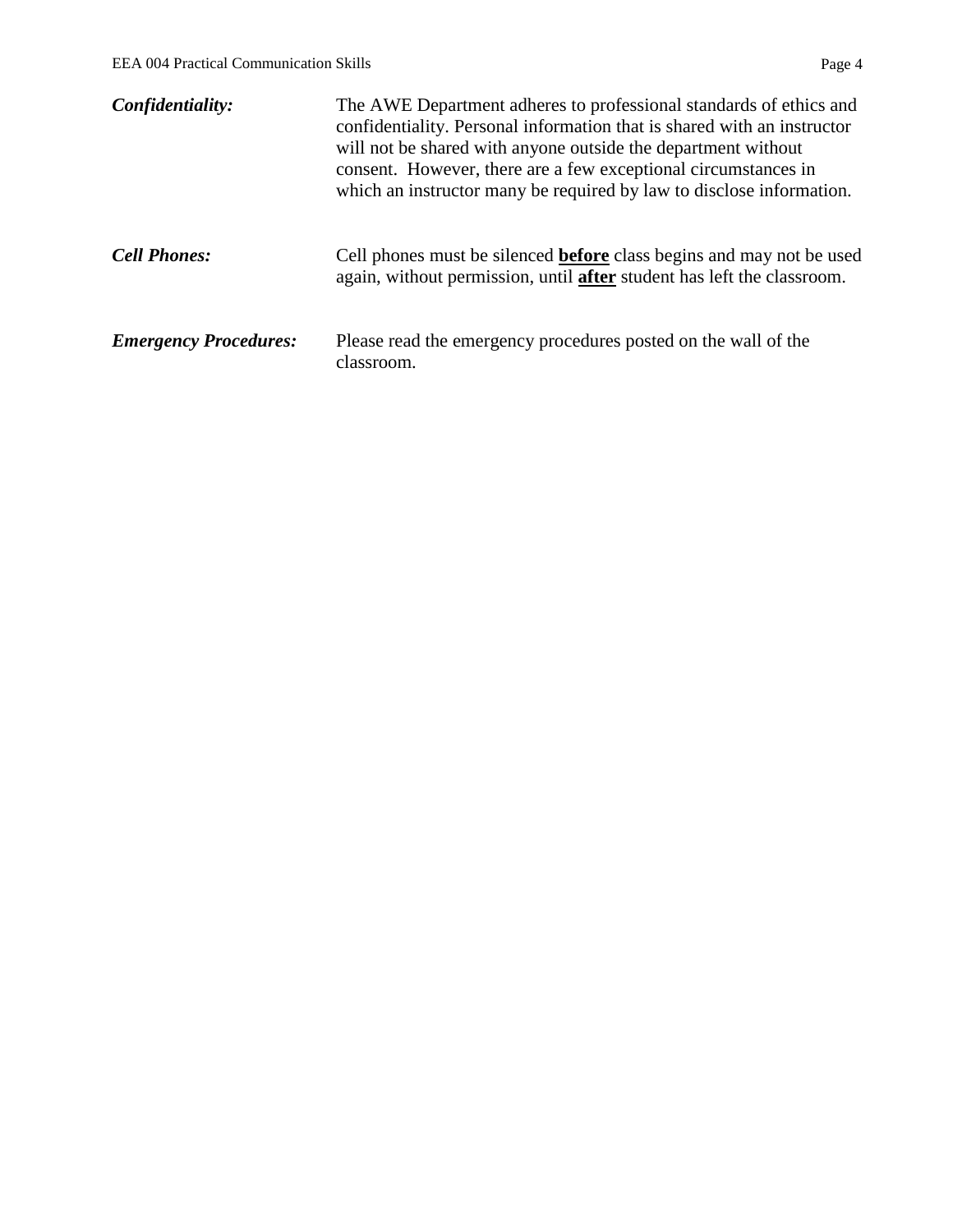***Confidentiality:*** The AWE Department adheres to professional standards of ethics and confidentiality. Personal information that is shared with an instructor will not be shared with anyone outside the department without consent. However, there are a few exceptional circumstances in which an instructor many be required by law to disclose information.

***Cell Phones:*** Cell phones must be silenced **<u>before</u>** class begins and may not be used again, without permission, until **<u>after</u>** student has left the classroom.

***Emergency Procedures:*** Please read the emergency procedures posted on the wall of the classroom.